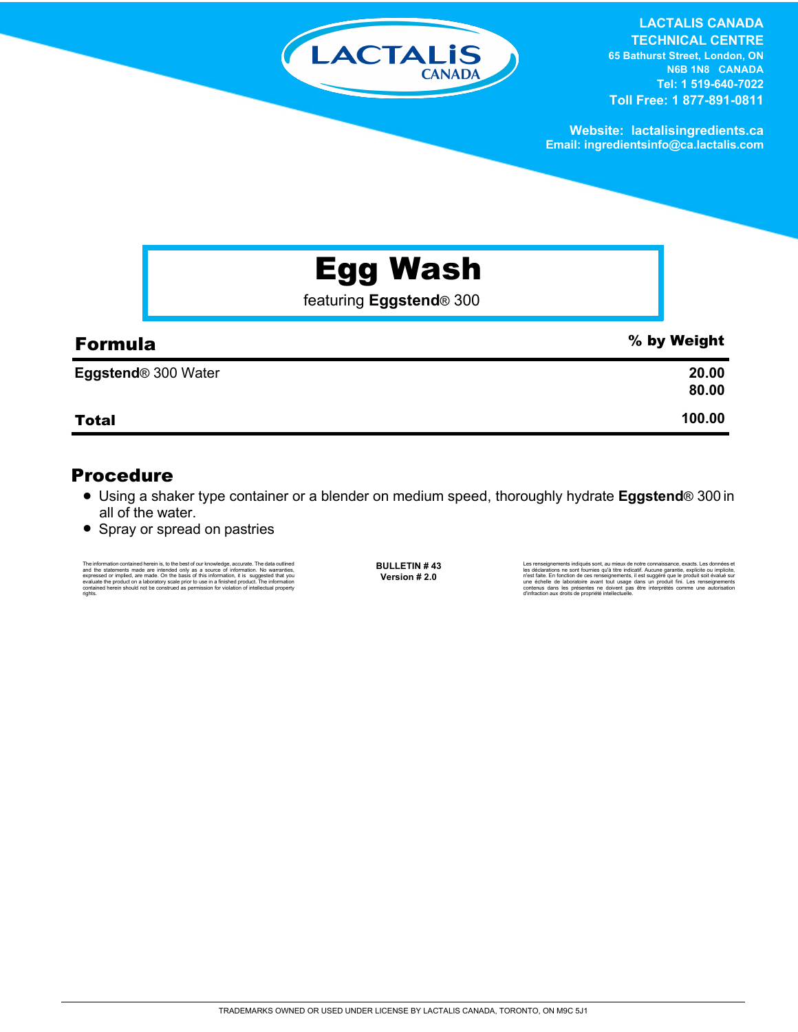**LACTALIS CANADA TECHNICAL CENTRE**
65 Bathurst Street, London, ON
N6B 1N8 CANADA
Tel: 1 519-640-7022
Toll Free: 1 877-891-0811

Website: lactalisingredients.ca
Email: ingredientsinfo@ca.lactalis.com

# Egg Wash

featuring **Eggstend**® 300

| Formula | % by Weight |
|---|---|
| **Eggstend**® 300 | 20.00 |
| Water | 80.00 |
| **Total** | 100.00 |

## Procedure

- Using a shaker type container or a blender on medium speed, thoroughly hydrate **Eggstend**® 300 in all of the water.
- Spray or spread on pastries

The information contained herein is, to the best of our knowledge, accurate. The data outlined and the statements made are intended only as a source of information. No warranties, expressed or implied, are made. On the basis of this information, it is suggested that you evaluate the product on a laboratory scale prior to use in a finished product. The information contained herein should not be construed as permission for violation of intellectual property rights.

**BULLETIN # 43**
**Version # 2.0**

Les renseignements indiqués sont, au mieux de notre connaissance, exacts. Les données et les déclarations ne sont fournies qu'à titre indicatif. Aucune garantie, explicite ou implicite, n'est faite. En fonction de ces renseignements, il est suggéré que le produit soit évalué sur une échelle de laboratoire avant tout usage dans un produit fini. Les renseignements contenus dans les présentes ne doivent pas être interprétés comme une autorisation d'infraction aux droits de propriété intellectuelle.

TRADEMARKS OWNED OR USED UNDER LICENSE BY LACTALIS CANADA, TORONTO, ON M9C 5J1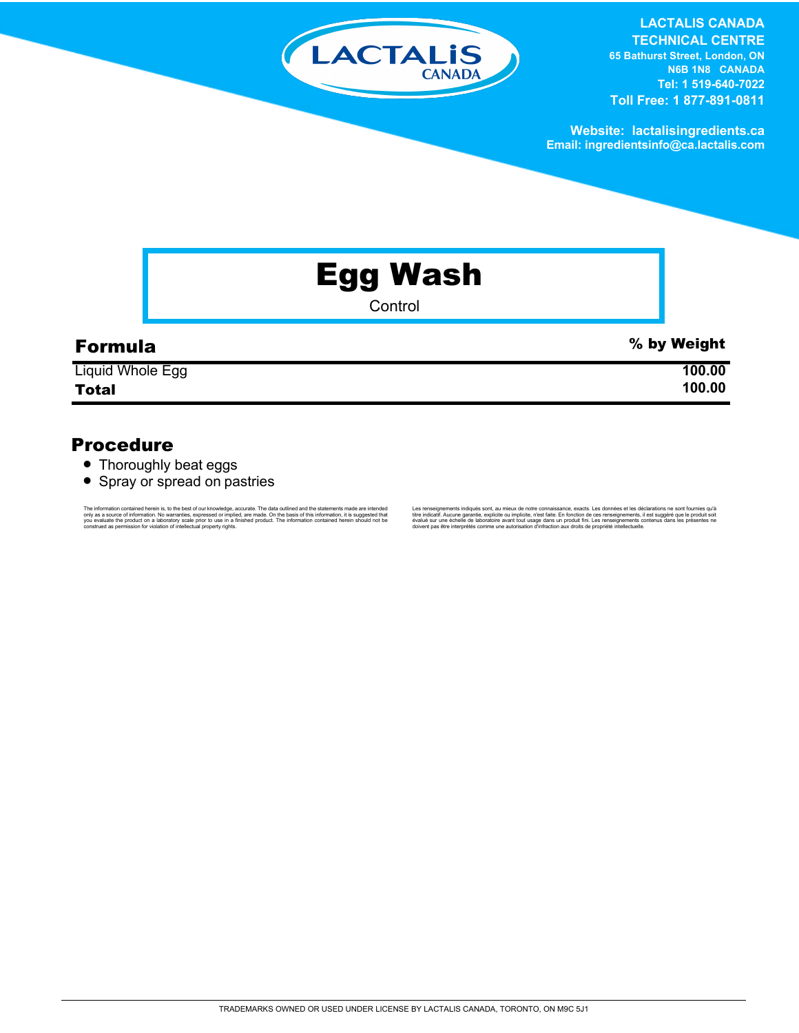**LACTALIS CANADA TECHNICAL CENTRE**
65 Bathurst Street, London, ON
N6B 1N8 CANADA
Tel: 1 519-640-7022
Toll Free: 1 877-891-0811

Website: lactalisingredients.ca
Email: ingredientsinfo@ca.lactalis.com

# Egg Wash

Control

## Formula

| Formula | % by Weight |
|---|---|
| Liquid Whole Egg | 100.00 |
| **Total** | **100.00** |

## Procedure

- Thoroughly beat eggs
- Spray or spread on pastries

The information contained herein is, to the best of our knowledge, accurate. The data outlined and the statements made are intended only as a source of information. No warranties, expressed or implied, are made. On the basis of this information, it is suggested that you evaluate the product on a laboratory scale prior to use in a finished product. The information contained herein should not be construed as permission for violation of intellectual property rights.

Les renseignements indiqués sont, au mieux de notre connaissance, exacts. Les données et les déclarations ne sont fournies qu'à titre indicatif. Aucune garantie, explicite ou implicite, n'est faite. En fonction de ces renseignements, il est suggéré que le produit soit évalué sur une échelle de laboratoire avant tout usage dans un produit fini. Les renseignements contenus dans les présentes ne doivent pas être interprétés comme une autorisation d'infraction aux droits de propriété intellectuelle.

TRADEMARKS OWNED OR USED UNDER LICENSE BY LACTALIS CANADA, TORONTO, ON M9C 5J1